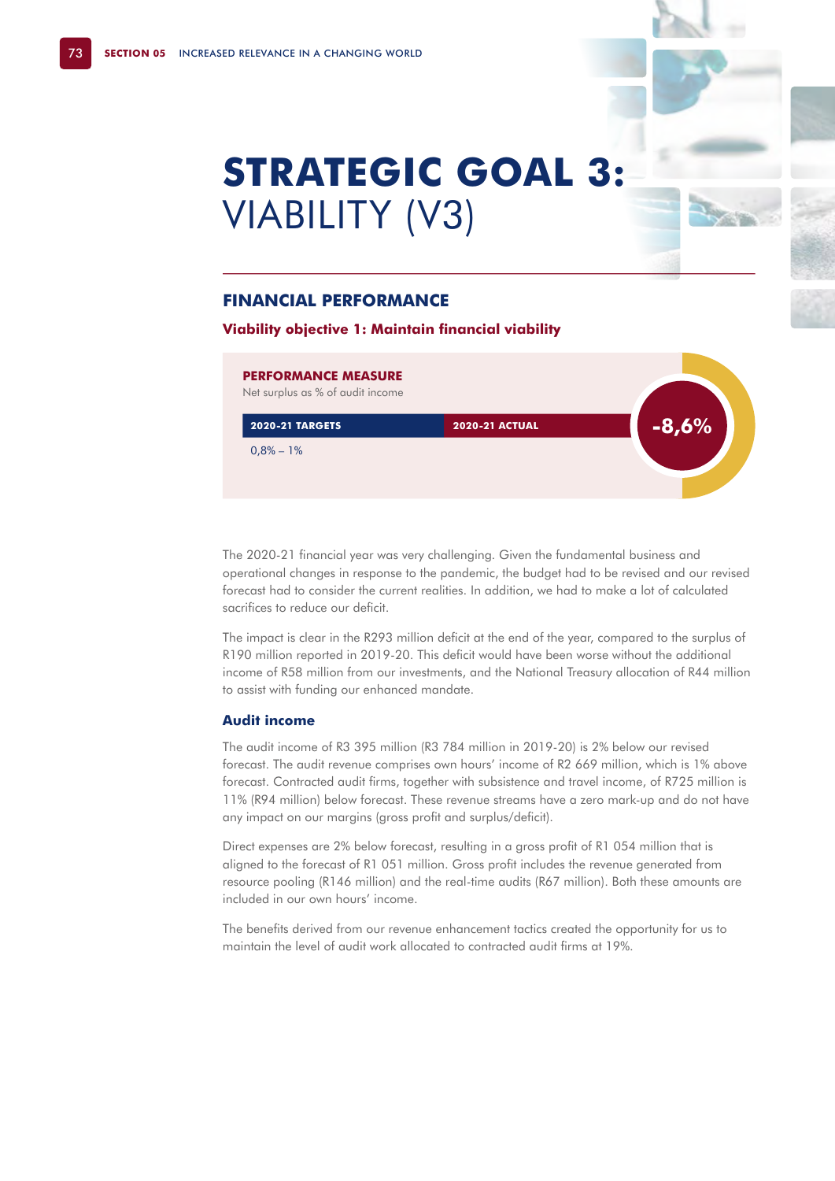# STRATEGIC GOAL 3: VIABILITY (V3)

## FINANCIAL PERFORMANCE

### Viability objective 1: Maintain financial viability

**PERFORMANCE MEASURE**

Net surplus as % of audit income

| 2020-21 TARGETS | 2020-21 ACTUAL |
|---|---|
| 0,8% – 1% | -8,6% |

The 2020-21 financial year was very challenging. Given the fundamental business and operational changes in response to the pandemic, the budget had to be revised and our revised forecast had to consider the current realities. In addition, we had to make a lot of calculated sacrifices to reduce our deficit.

The impact is clear in the R293 million deficit at the end of the year, compared to the surplus of R190 million reported in 2019-20. This deficit would have been worse without the additional income of R58 million from our investments, and the National Treasury allocation of R44 million to assist with funding our enhanced mandate.

### Audit income

The audit income of R3 395 million (R3 784 million in 2019-20) is 2% below our revised forecast. The audit revenue comprises own hours' income of R2 669 million, which is 1% above forecast. Contracted audit firms, together with subsistence and travel income, of R725 million is 11% (R94 million) below forecast. These revenue streams have a zero mark-up and do not have any impact on our margins (gross profit and surplus/deficit).

Direct expenses are 2% below forecast, resulting in a gross profit of R1 054 million that is aligned to the forecast of R1 051 million. Gross profit includes the revenue generated from resource pooling (R146 million) and the real-time audits (R67 million). Both these amounts are included in our own hours' income.

The benefits derived from our revenue enhancement tactics created the opportunity for us to maintain the level of audit work allocated to contracted audit firms at 19%.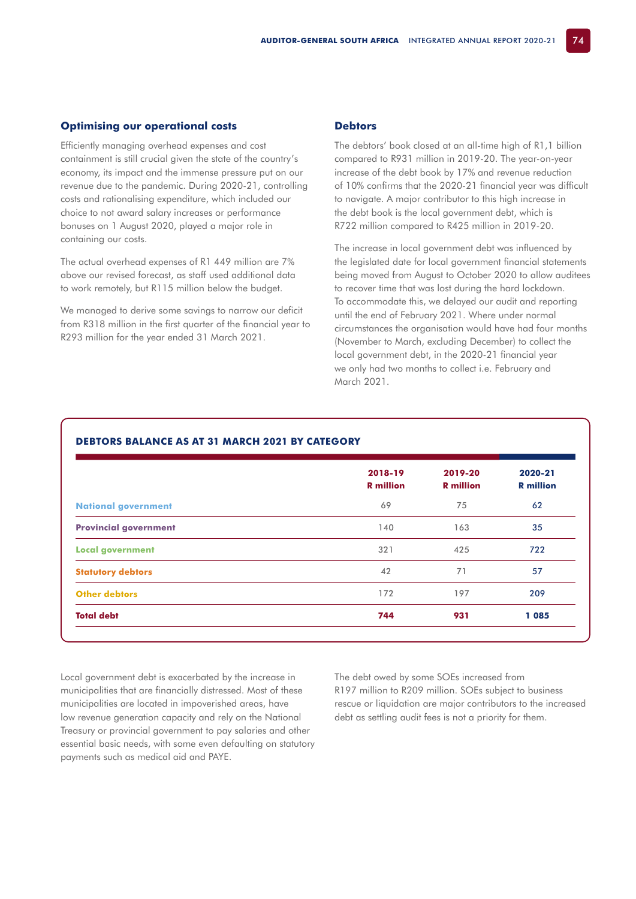## Optimising our operational costs

Efficiently managing overhead expenses and cost containment is still crucial given the state of the country's economy, its impact and the immense pressure put on our revenue due to the pandemic. During 2020-21, controlling costs and rationalising expenditure, which included our choice to not award salary increases or performance bonuses on 1 August 2020, played a major role in containing our costs.

The actual overhead expenses of R1 449 million are 7% above our revised forecast, as staff used additional data to work remotely, but R115 million below the budget.

We managed to derive some savings to narrow our deficit from R318 million in the first quarter of the financial year to R293 million for the year ended 31 March 2021.

## Debtors

The debtors' book closed at an all-time high of R1,1 billion compared to R931 million in 2019-20. The year-on-year increase of the debt book by 17% and revenue reduction of 10% confirms that the 2020-21 financial year was difficult to navigate. A major contributor to this high increase in the debt book is the local government debt, which is R722 million compared to R425 million in 2019-20.

The increase in local government debt was influenced by the legislated date for local government financial statements being moved from August to October 2020 to allow auditees to recover time that was lost during the hard lockdown. To accommodate this, we delayed our audit and reporting until the end of February 2021. Where under normal circumstances the organisation would have had four months (November to March, excluding December) to collect the local government debt, in the 2020-21 financial year we only had two months to collect i.e. February and March 2021.

### DEBTORS BALANCE AS AT 31 MARCH 2021 BY CATEGORY

| | 2018-19 R million | 2019-20 R million | 2020-21 R million |
|---|---|---|---|
| National government | 69 | 75 | 62 |
| Provincial government | 140 | 163 | 35 |
| Local government | 321 | 425 | 722 |
| Statutory debtors | 42 | 71 | 57 |
| Other debtors | 172 | 197 | 209 |
| **Total debt** | **744** | **931** | **1 085** |

Local government debt is exacerbated by the increase in municipalities that are financially distressed. Most of these municipalities are located in impoverished areas, have low revenue generation capacity and rely on the National Treasury or provincial government to pay salaries and other essential basic needs, with some even defaulting on statutory payments such as medical aid and PAYE.

The debt owed by some SOEs increased from R197 million to R209 million. SOEs subject to business rescue or liquidation are major contributors to the increased debt as settling audit fees is not a priority for them.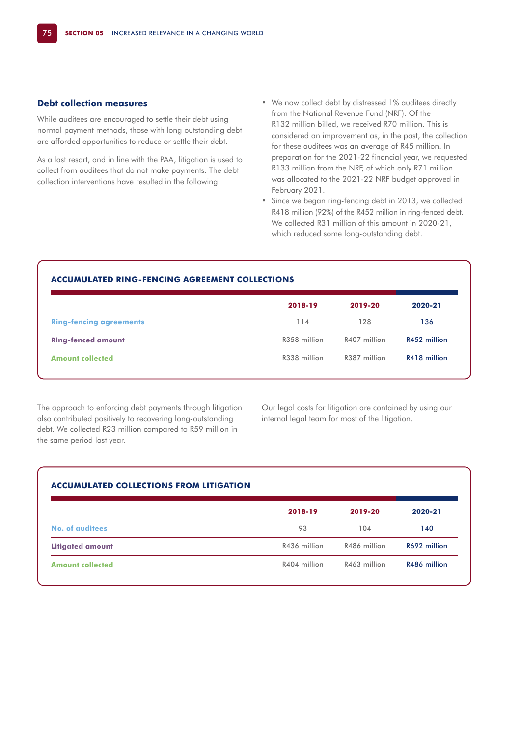### Debt collection measures

While auditees are encouraged to settle their debt using normal payment methods, those with long outstanding debt are afforded opportunities to reduce or settle their debt.

As a last resort, and in line with the PAA, litigation is used to collect from auditees that do not make payments. The debt collection interventions have resulted in the following:

- We now collect debt by distressed 1% auditees directly from the National Revenue Fund (NRF). Of the R132 million billed, we received R70 million. This is considered an improvement as, in the past, the collection for these auditees was an average of R45 million. In preparation for the 2021-22 financial year, we requested R133 million from the NRF, of which only R71 million was allocated to the 2021-22 NRF budget approved in February 2021.
- Since we began ring-fencing debt in 2013, we collected R418 million (92%) of the R452 million in ring-fenced debt. We collected R31 million of this amount in 2020-21, which reduced some long-outstanding debt.

**ACCUMULATED RING-FENCING AGREEMENT COLLECTIONS**

| | 2018-19 | 2019-20 | 2020-21 |
|---|---|---|---|
| Ring-fencing agreements | 114 | 128 | 136 |
| Ring-fenced amount | R358 million | R407 million | R452 million |
| Amount collected | R338 million | R387 million | R418 million |

The approach to enforcing debt payments through litigation also contributed positively to recovering long-outstanding debt. We collected R23 million compared to R59 million in the same period last year.

Our legal costs for litigation are contained by using our internal legal team for most of the litigation.

**ACCUMULATED COLLECTIONS FROM LITIGATION**

| | 2018-19 | 2019-20 | 2020-21 |
|---|---|---|---|
| No. of auditees | 93 | 104 | 140 |
| Litigated amount | R436 million | R486 million | R692 million |
| Amount collected | R404 million | R463 million | R486 million |